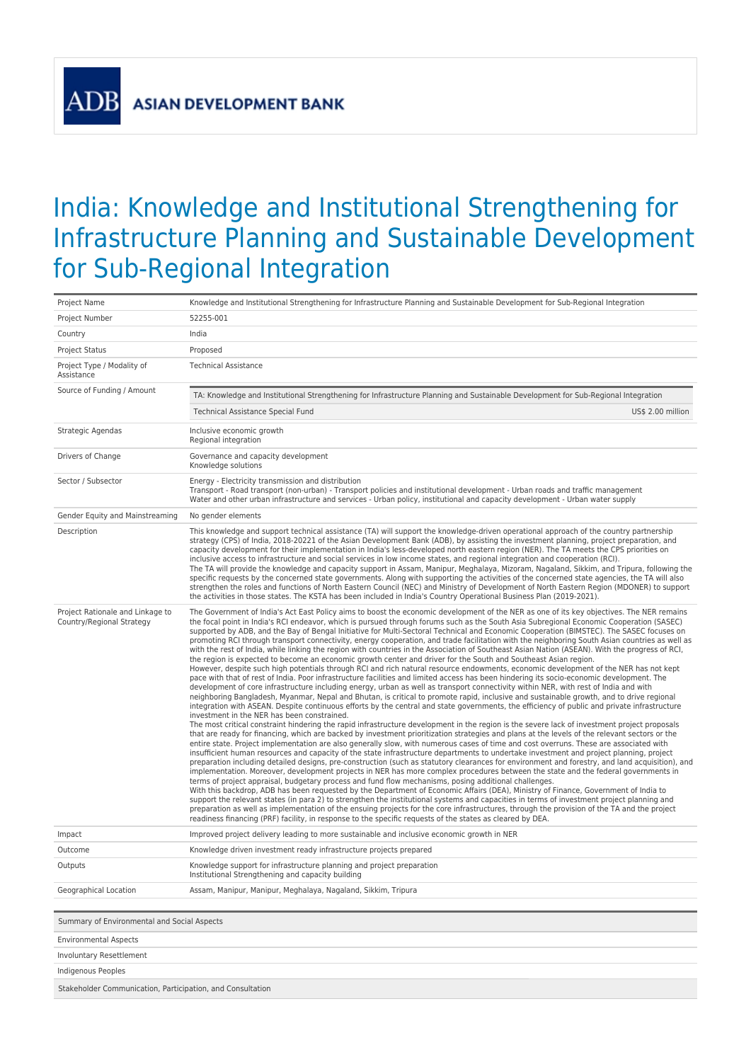ADB ASIAN DEVELOPMENT BANK

# India: Knowledge and Institutional Strengthening for Infrastructure Planning and Sustainable Development for Sub-Regional Integration

| | |
|---|---|
| Project Name | Knowledge and Institutional Strengthening for Infrastructure Planning and Sustainable Development for Sub-Regional Integration |
| Project Number | 52255-001 |
| Country | India |
| Project Status | Proposed |
| Project Type / Modality of Assistance | Technical Assistance |
| Source of Funding / Amount | TA: Knowledge and Institutional Strengthening for Infrastructure Planning and Sustainable Development for Sub-Regional Integration<br>Technical Assistance Special Fund US$ 2.00 million |
| Strategic Agendas | Inclusive economic growth<br>Regional integration |
| Drivers of Change | Governance and capacity development<br>Knowledge solutions |
| Sector / Subsector | Energy - Electricity transmission and distribution<br>Transport - Road transport (non-urban) - Transport policies and institutional development - Urban roads and traffic management<br>Water and other urban infrastructure and services - Urban policy, institutional and capacity development - Urban water supply |
| Gender Equity and Mainstreaming | No gender elements |
| Description | This knowledge and support technical assistance (TA) will support the knowledge-driven operational approach of the country partnership strategy (CPS) of India, 2018-20221 of the Asian Development Bank (ADB), by assisting the investment planning, project preparation, and capacity development for their implementation in India's less-developed north eastern region (NER). The TA meets the CPS priorities on inclusive access to infrastructure and social services in low income states, and regional integration and cooperation (RCI).<br>The TA will provide the knowledge and capacity support in Assam, Manipur, Meghalaya, Mizoram, Nagaland, Sikkim, and Tripura, following the specific requests by the concerned state governments. Along with supporting the activities of the concerned state agencies, the TA will also strengthen the roles and functions of North Eastern Council (NEC) and Ministry of Development of North Eastern Region (MDONER) to support the activities in those states. The KSTA has been included in India's Country Operational Business Plan (2019-2021). |
| Project Rationale and Linkage to Country/Regional Strategy | The Government of India's Act East Policy aims to boost the economic development of the NER as one of its key objectives. The NER remains the focal point in India's RCI endeavor, which is pursued through forums such as the South Asia Subregional Economic Cooperation (SASEC) supported by ADB, and the Bay of Bengal Initiative for Multi-Sectoral Technical and Economic Cooperation (BIMSTEC). The SASEC focuses on promoting RCI through transport connectivity, energy cooperation, and trade facilitation with the neighboring South Asian countries as well as with the rest of India, while linking the region with countries in the Association of Southeast Asian Nation (ASEAN). With the progress of RCI, the region is expected to become an economic growth center and driver for the South and Southeast Asian region.<br>However, despite such high potentials through RCI and rich natural resource endowments, economic development of the NER has not kept pace with that of rest of India. Poor infrastructure facilities and limited access has been hindering its socio-economic development. The development of core infrastructure including energy, urban as well as transport connectivity within NER, with rest of India and with neighboring Bangladesh, Myanmar, Nepal and Bhutan, is critical to promote rapid, inclusive and sustainable growth, and to drive regional integration with ASEAN. Despite continuous efforts by the central and state governments, the efficiency of public and private infrastructure investment in the NER has been constrained.<br>The most critical constraint hindering the rapid infrastructure development in the region is the severe lack of investment project proposals that are ready for financing, which are backed by investment prioritization strategies and plans at the levels of the relevant sectors or the entire state. Project implementation are also generally slow, with numerous cases of time and cost overruns. These are associated with insufficient human resources and capacity of the state infrastructure departments to undertake investment and project planning, project preparation including detailed designs, pre-construction (such as statutory clearances for environment and forestry, and land acquisition), and implementation. Moreover, development projects in NER has more complex procedures between the state and the federal governments in terms of project appraisal, budgetary process and fund flow mechanisms, posing additional challenges.<br>With this backdrop, ADB has been requested by the Department of Economic Affairs (DEA), Ministry of Finance, Government of India to support the relevant states (in para 2) to strengthen the institutional systems and capacities in terms of investment project planning and preparation as well as implementation of the ensuing projects for the core infrastructures, through the provision of the TA and the project readiness financing (PRF) facility, in response to the specific requests of the states as cleared by DEA. |
| Impact | Improved project delivery leading to more sustainable and inclusive economic growth in NER |
| Outcome | Knowledge driven investment ready infrastructure projects prepared |
| Outputs | Knowledge support for infrastructure planning and project preparation<br>Institutional Strengthening and capacity building |
| Geographical Location | Assam, Manipur, Manipur, Meghalaya, Nagaland, Sikkim, Tripura |

| Summary of Environmental and Social Aspects |
|---|
| Environmental Aspects |
| Involuntary Resettlement |
| Indigenous Peoples |
| Stakeholder Communication, Participation, and Consultation |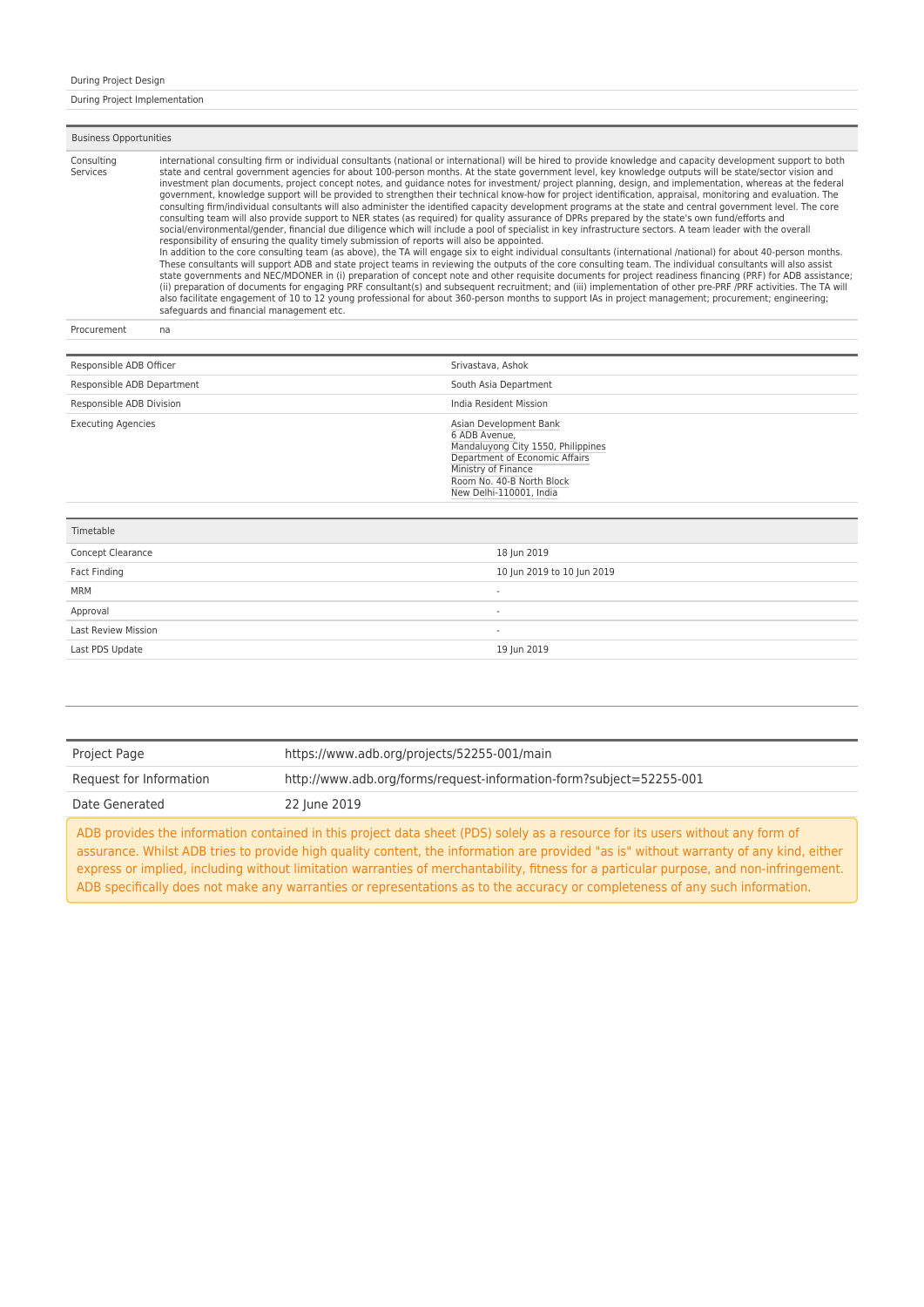| | |
|---|---|
| During Project Design | |
| During Project Implementation | |

| Business Opportunities | |
|---|---|
| Consulting Services | international consulting firm or individual consultants (national or international) will be hired to provide knowledge and capacity development support to both state and central government agencies for about 100-person months. At the state government level, key knowledge outputs will be state/sector vision and investment plan documents, project concept notes, and guidance notes for investment/ project planning, design, and implementation, whereas at the federal government, knowledge support will be provided to strengthen their technical know-how for project identification, appraisal, monitoring and evaluation. The consulting firm/individual consultants will also administer the identified capacity development programs at the state and central government level. The core consulting team will also provide support to NER states (as required) for quality assurance of DPRs prepared by the state's own fund/efforts and social/environmental/gender, financial due diligence which will include a pool of specialist in key infrastructure sectors. A team leader with the overall responsibility of ensuring the quality timely submission of reports will also be appointed.<br>In addition to the core consulting team (as above), the TA will engage six to eight individual consultants (international /national) for about 40-person months. These consultants will support ADB and state project teams in reviewing the outputs of the core consulting team. The individual consultants will also assist state governments and NEC/MDONER in (i) preparation of concept note and other requisite documents for project readiness financing (PRF) for ADB assistance; (ii) preparation of documents for engaging PRF consultant(s) and subsequent recruitment; and (iii) implementation of other pre-PRF /PRF activities. The TA will also facilitate engagement of 10 to 12 young professional for about 360-person months to support IAs in project management; procurement; engineering; safeguards and financial management etc. |
| Procurement | na |

| | |
|---|---|
| Responsible ADB Officer | Srivastava, Ashok |
| Responsible ADB Department | South Asia Department |
| Responsible ADB Division | India Resident Mission |
| Executing Agencies | Asian Development Bank<br>6 ADB Avenue,<br>Mandaluyong City 1550, Philippines<br>Department of Economic Affairs<br>Ministry of Finance<br>Room No. 40-B North Block<br>New Delhi-110001, India |

| Timetable | |
|---|---|
| Concept Clearance | 18 Jun 2019 |
| Fact Finding | 10 Jun 2019 to 10 Jun 2019 |
| MRM | - |
| Approval | - |
| Last Review Mission | - |
| Last PDS Update | 19 Jun 2019 |

| | |
|---|---|
| Project Page | https://www.adb.org/projects/52255-001/main |
| Request for Information | http://www.adb.org/forms/request-information-form?subject=52255-001 |
| Date Generated | 22 June 2019 |

ADB provides the information contained in this project data sheet (PDS) solely as a resource for its users without any form of assurance. Whilst ADB tries to provide high quality content, the information are provided "as is" without warranty of any kind, either express or implied, including without limitation warranties of merchantability, fitness for a particular purpose, and non-infringement. ADB specifically does not make any warranties or representations as to the accuracy or completeness of any such information.